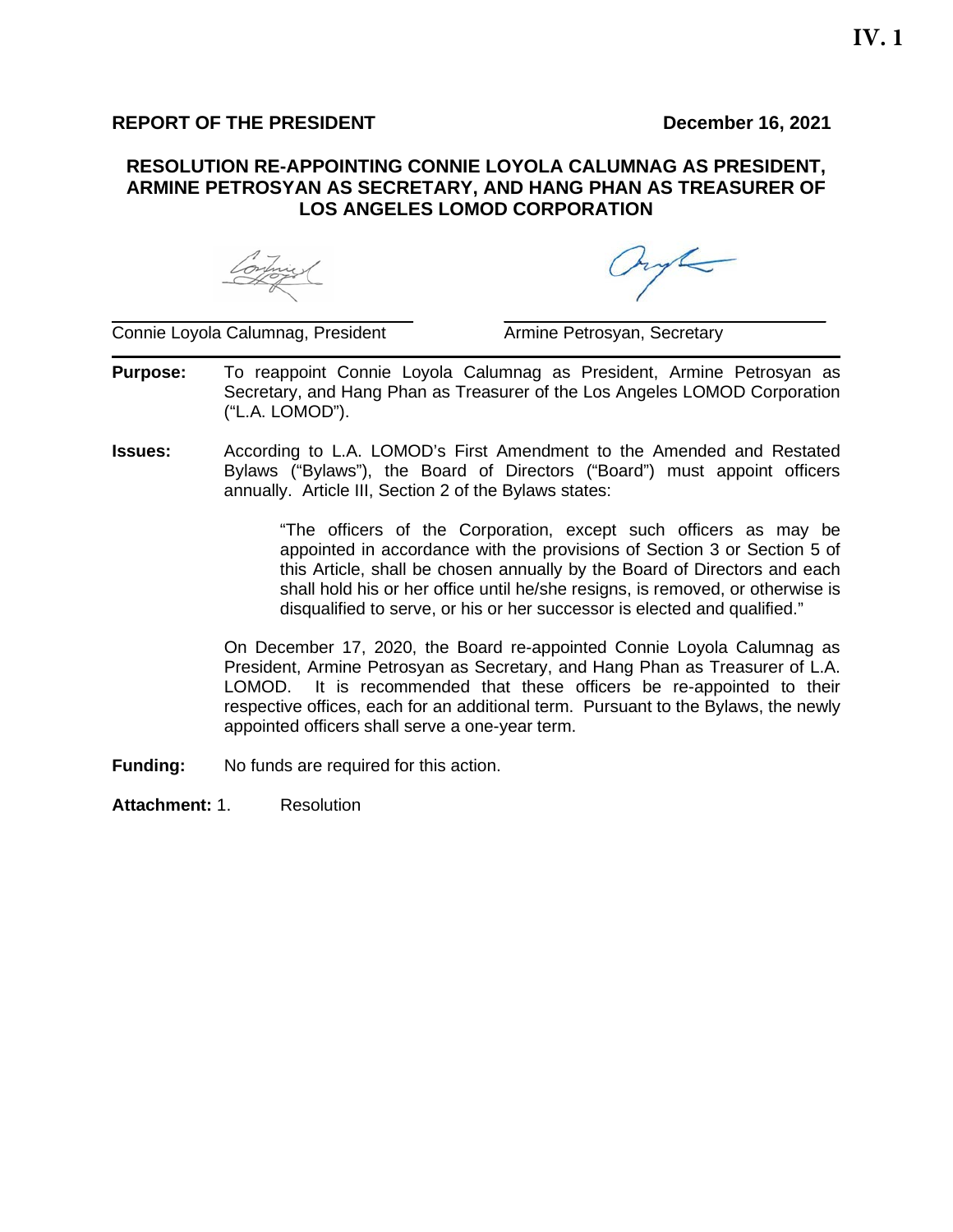IV. 1

**REPORT OF THE PRESIDENT** **December 16, 2021**

## RESOLUTION RE-APPOINTING CONNIE LOYOLA CALUMNAG AS PRESIDENT, ARMINE PETROSYAN AS SECRETARY, AND HANG PHAN AS TREASURER OF LOS ANGELES LOMOD CORPORATION

Connie Loyola Calumnag, President

Armine Petrosyan, Secretary

---

**Purpose:** To reappoint Connie Loyola Calumnag as President, Armine Petrosyan as Secretary, and Hang Phan as Treasurer of the Los Angeles LOMOD Corporation ("L.A. LOMOD").

**Issues:** According to L.A. LOMOD's First Amendment to the Amended and Restated Bylaws ("Bylaws"), the Board of Directors ("Board") must appoint officers annually. Article III, Section 2 of the Bylaws states:

> "The officers of the Corporation, except such officers as may be appointed in accordance with the provisions of Section 3 or Section 5 of this Article, shall be chosen annually by the Board of Directors and each shall hold his or her office until he/she resigns, is removed, or otherwise is disqualified to serve, or his or her successor is elected and qualified."

On December 17, 2020, the Board re-appointed Connie Loyola Calumnag as President, Armine Petrosyan as Secretary, and Hang Phan as Treasurer of L.A. LOMOD. It is recommended that these officers be re-appointed to their respective offices, each for an additional term. Pursuant to the Bylaws, the newly appointed officers shall serve a one-year term.

**Funding:** No funds are required for this action.

**Attachment:** 1. Resolution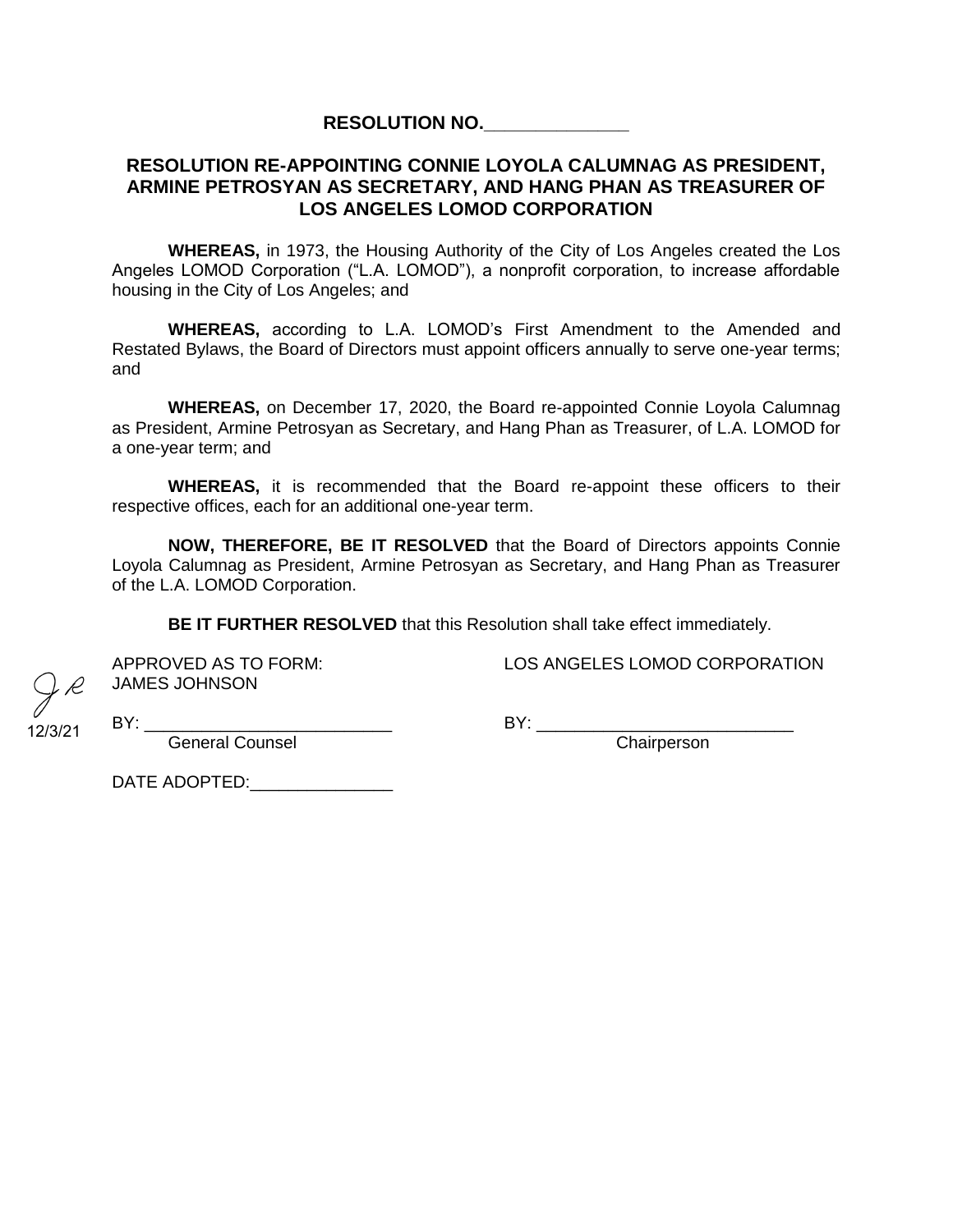**RESOLUTION NO.______________**

**RESOLUTION RE-APPOINTING CONNIE LOYOLA CALUMNAG AS PRESIDENT, ARMINE PETROSYAN AS SECRETARY, AND HANG PHAN AS TREASURER OF LOS ANGELES LOMOD CORPORATION**

**WHEREAS,** in 1973, the Housing Authority of the City of Los Angeles created the Los Angeles LOMOD Corporation ("L.A. LOMOD"), a nonprofit corporation, to increase affordable housing in the City of Los Angeles; and

**WHEREAS,** according to L.A. LOMOD's First Amendment to the Amended and Restated Bylaws, the Board of Directors must appoint officers annually to serve one-year terms; and

**WHEREAS,** on December 17, 2020, the Board re-appointed Connie Loyola Calumnag as President, Armine Petrosyan as Secretary, and Hang Phan as Treasurer, of L.A. LOMOD for a one-year term; and

**WHEREAS,** it is recommended that the Board re-appoint these officers to their respective offices, each for an additional one-year term.

**NOW, THEREFORE, BE IT RESOLVED** that the Board of Directors appoints Connie Loyola Calumnag as President, Armine Petrosyan as Secretary, and Hang Phan as Treasurer of the L.A. LOMOD Corporation.

**BE IT FURTHER RESOLVED** that this Resolution shall take effect immediately.

APPROVED AS TO FORM:
JAMES JOHNSON

BY: __________________________
General Counsel

JR
12/3/21

LOS ANGELES LOMOD CORPORATION

BY: ___________________________
Chairperson

DATE ADOPTED:_______________